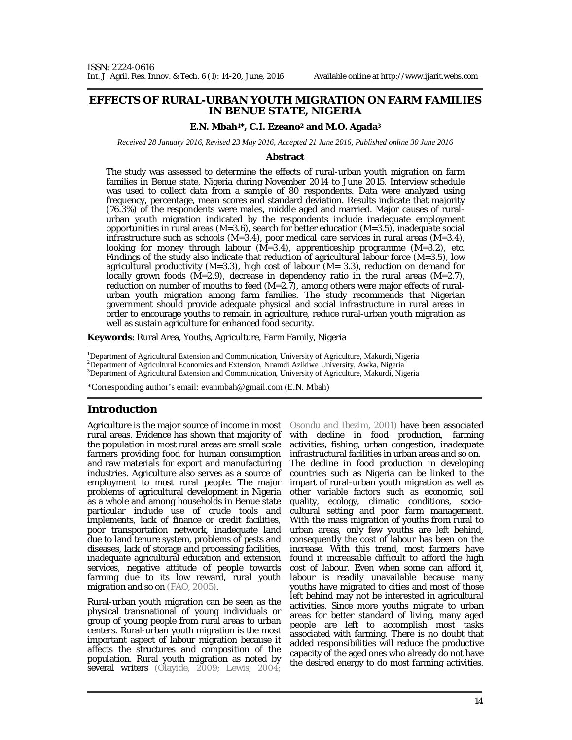ISSN: 2224-0616
Int. J. Agril. Res. Innov. & Tech. 6 (1): 14-20, June, 2016 Available online at http://www.ijarit.webs.com

# EFFECTS OF RURAL-URBAN YOUTH MIGRATION ON FARM FAMILIES IN BENUE STATE, NIGERIA

**E.N. Mbah[1]*, C.I. Ezeano[2] and M.O. Agada[3]**

*Received 28 January 2016, Revised 23 May 2016, Accepted 21 June 2016, Published online 30 June 2016*

## Abstract

The study was assessed to determine the effects of rural-urban youth migration on farm families in Benue state, Nigeria during November 2014 to June 2015. Interview schedule was used to collect data from a sample of 80 respondents. Data were analyzed using frequency, percentage, mean scores and standard deviation. Results indicate that majority (76.3%) of the respondents were males, middle aged and married. Major causes of rural-urban youth migration indicated by the respondents include inadequate employment opportunities in rural areas (M=3.6), search for better education (M=3.5), inadequate social infrastructure such as schools (M=3.4), poor medical care services in rural areas (M=3.4), looking for money through labour (M=3.4), apprenticeship programme (M=3.2), etc. Findings of the study also indicate that reduction of agricultural labour force (M=3.5), low agricultural productivity (M=3.3), high cost of labour (M= 3.3), reduction on demand for locally grown foods (M=2.9), decrease in dependency ratio in the rural areas (M=2.7), reduction on number of mouths to feed (M=2.7), among others were major effects of rural-urban youth migration among farm families. The study recommends that Nigerian government should provide adequate physical and social infrastructure in rural areas in order to encourage youths to remain in agriculture, reduce rural-urban youth migration as well as sustain agriculture for enhanced food security.

**Keywords**: Rural Area, Youths, Agriculture, Farm Family, Nigeria

[1]Department of Agricultural Extension and Communication, University of Agriculture, Makurdi, Nigeria
[2]Department of Agricultural Economics and Extension, Nnamdi Azikiwe University, Awka, Nigeria
[3]Department of Agricultural Extension and Communication, University of Agriculture, Makurdi, Nigeria

*Corresponding author's email: evanmbah@gmail.com (E.N. Mbah)

## Introduction

Agriculture is the major source of income in most rural areas. Evidence has shown that majority of the population in most rural areas are small scale farmers providing food for human consumption and raw materials for export and manufacturing industries. Agriculture also serves as a source of employment to most rural people. The major problems of agricultural development in Nigeria as a whole and among households in Benue state particular include use of crude tools and implements, lack of finance or credit facilities, poor transportation network, inadequate land due to land tenure system, problems of pests and diseases, lack of storage and processing facilities, inadequate agricultural education and extension services, negative attitude of people towards farming due to its low reward, rural youth migration and so on (FAO, 2005).

Rural-urban youth migration can be seen as the physical transnational of young individuals or group of young people from rural areas to urban centers. Rural-urban youth migration is the most important aspect of labour migration because it affects the structures and composition of the population. Rural youth migration as noted by several writers (Olayide, 2009; Lewis, 2004; Osondu and Ibezim, 2001) have been associated with decline in food production, farming activities, fishing, urban congestion, inadequate infrastructural facilities in urban areas and so on. The decline in food production in developing countries such as Nigeria can be linked to the impart of rural-urban youth migration as well as other variable factors such as economic, soil quality, ecology, climatic conditions, socio-cultural setting and poor farm management. With the mass migration of youths from rural to urban areas, only few youths are left behind, consequently the cost of labour has been on the increase. With this trend, most farmers have found it increasable difficult to afford the high cost of labour. Even when some can afford it, labour is readily unavailable because many youths have migrated to cities and most of those left behind may not be interested in agricultural activities. Since more youths migrate to urban areas for better standard of living, many aged people are left to accomplish most tasks associated with farming. There is no doubt that added responsibilities will reduce the productive capacity of the aged ones who already do not have the desired energy to do most farming activities.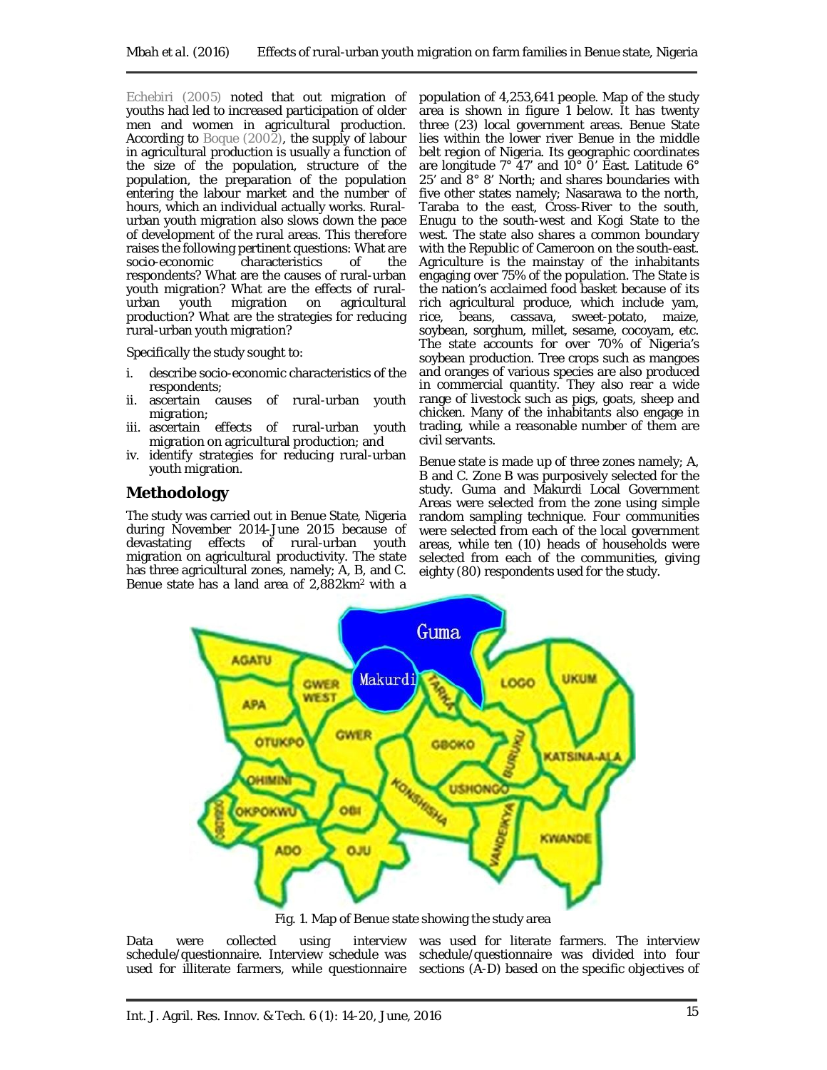Echebiri (2005) noted that out migration of youths had led to increased participation of older men and women in agricultural production. According to Boque (2002), the supply of labour in agricultural production is usually a function of the size of the population, structure of the population, the preparation of the population entering the labour market and the number of hours, which an individual actually works. Rural-urban youth migration also slows down the pace of development of the rural areas. This therefore raises the following pertinent questions: What are socio-economic characteristics of the respondents? What are the causes of rural-urban youth migration? What are the effects of rural-urban youth migration on agricultural production? What are the strategies for reducing rural-urban youth migration?

Specifically the study sought to:

i. describe socio-economic characteristics of the respondents;
ii. ascertain causes of rural-urban youth migration;
iii. ascertain effects of rural-urban youth migration on agricultural production; and
iv. identify strategies for reducing rural-urban youth migration.

## Methodology

The study was carried out in Benue State, Nigeria during November 2014-June 2015 because of devastating effects of rural-urban youth migration on agricultural productivity. The state has three agricultural zones, namely; A, B, and C. Benue state has a land area of 2,882km² with a population of 4,253,641 people. Map of the study area is shown in figure 1 below. It has twenty three (23) local government areas. Benue State lies within the lower river Benue in the middle belt region of Nigeria. Its geographic coordinates are longitude 7° 47' and 10° 0' East. Latitude 6° 25' and 8° 8' North; and shares boundaries with five other states namely; Nasarawa to the north, Taraba to the east, Cross-River to the south, Enugu to the south-west and Kogi State to the west. The state also shares a common boundary with the Republic of Cameroon on the south-east. Agriculture is the mainstay of the inhabitants engaging over 75% of the population. The State is the nation's acclaimed food basket because of its rich agricultural produce, which include yam, rice, beans, cassava, sweet-potato, maize, soybean, sorghum, millet, sesame, cocoyam, etc. The state accounts for over 70% of Nigeria's soybean production. Tree crops such as mangoes and oranges of various species are also produced in commercial quantity. They also rear a wide range of livestock such as pigs, goats, sheep and chicken. Many of the inhabitants also engage in trading, while a reasonable number of them are civil servants.

Benue state is made up of three zones namely; A, B and C. Zone B was purposively selected for the study. Guma and Makurdi Local Government Areas were selected from the zone using simple random sampling technique. Four communities were selected from each of the local government areas, while ten (10) heads of households were selected from each of the communities, giving eighty (80) respondents used for the study.

Fig. 1. Map of Benue state showing the study area

Data were collected using interview schedule/questionnaire. Interview schedule was used for illiterate farmers, while questionnaire was used for literate farmers. The interview schedule/questionnaire was divided into four sections (A-D) based on the specific objectives of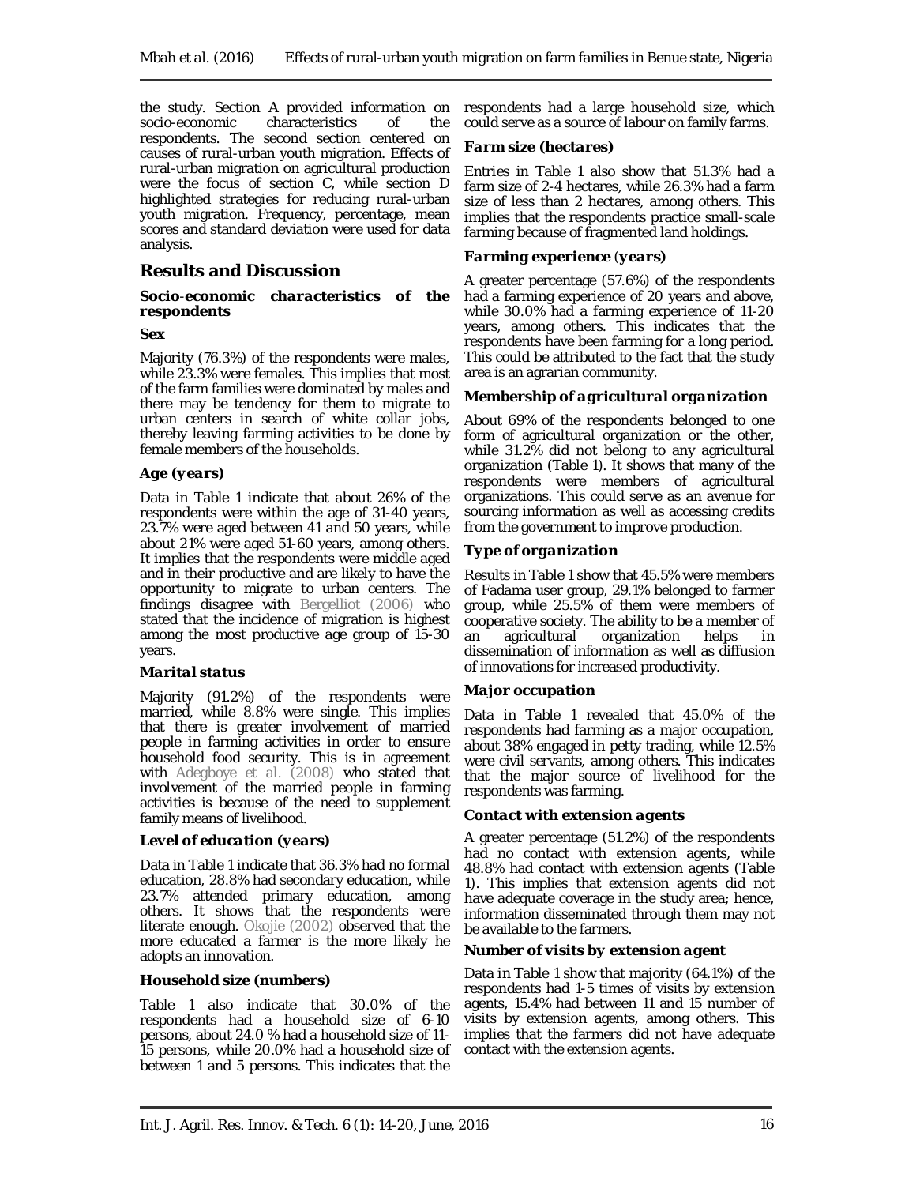the study. Section A provided information on socio-economic characteristics of the respondents. The second section centered on causes of rural-urban youth migration. Effects of rural-urban migration on agricultural production were the focus of section C, while section D highlighted strategies for reducing rural-urban youth migration. Frequency, percentage, mean scores and standard deviation were used for data analysis.

## Results and Discussion

### *Socio-economic characteristics of the respondents*

***Sex***

Majority (76.3%) of the respondents were males, while 23.3% were females. This implies that most of the farm families were dominated by males and there may be tendency for them to migrate to urban centers in search of white collar jobs, thereby leaving farming activities to be done by female members of the households.

***Age (years)***

Data in Table 1 indicate that about 26% of the respondents were within the age of 31-40 years, 23.7% were aged between 41 and 50 years, while about 21% were aged 51-60 years, among others. It implies that the respondents were middle aged and in their productive and are likely to have the opportunity to migrate to urban centers. The findings disagree with Bergelliot (2006) who stated that the incidence of migration is highest among the most productive age group of 15-30 years.

***Marital status***

Majority (91.2%) of the respondents were married, while 8.8% were single. This implies that there is greater involvement of married people in farming activities in order to ensure household food security. This is in agreement with Adegboye et al. (2008) who stated that involvement of the married people in farming activities is because of the need to supplement family means of livelihood.

***Level of education (years)***

Data in Table 1 indicate that 36.3% had no formal education, 28.8% had secondary education, while 23.7% attended primary education, among others. It shows that the respondents were literate enough. Okojie (2002) observed that the more educated a farmer is the more likely he adopts an innovation.

***Household size (numbers)***

Table 1 also indicate that 30.0% of the respondents had a household size of 6-10 persons, about 24.0 % had a household size of 11-15 persons, while 20.0% had a household size of between 1 and 5 persons. This indicates that the respondents had a large household size, which could serve as a source of labour on family farms.

***Farm size (hectares)***

Entries in Table 1 also show that 51.3% had a farm size of 2-4 hectares, while 26.3% had a farm size of less than 2 hectares, among others. This implies that the respondents practice small-scale farming because of fragmented land holdings.

***Farming experience (years)***

A greater percentage (57.6%) of the respondents had a farming experience of 20 years and above, while 30.0% had a farming experience of 11-20 years, among others. This indicates that the respondents have been farming for a long period. This could be attributed to the fact that the study area is an agrarian community.

***Membership of agricultural organization***

About 69% of the respondents belonged to one form of agricultural organization or the other, while 31.2% did not belong to any agricultural organization (Table 1). It shows that many of the respondents were members of agricultural organizations. This could serve as an avenue for sourcing information as well as accessing credits from the government to improve production.

***Type of organization***

Results in Table 1 show that 45.5% were members of Fadama user group, 29.1% belonged to farmer group, while 25.5% of them were members of cooperative society. The ability to be a member of an agricultural organization helps in dissemination of information as well as diffusion of innovations for increased productivity.

***Major occupation***

Data in Table 1 revealed that 45.0% of the respondents had farming as a major occupation, about 38% engaged in petty trading, while 12.5% were civil servants, among others. This indicates that the major source of livelihood for the respondents was farming.

***Contact with extension agents***

A greater percentage (51.2%) of the respondents had no contact with extension agents, while 48.8% had contact with extension agents (Table 1). This implies that extension agents did not have adequate coverage in the study area; hence, information disseminated through them may not be available to the farmers.

***Number of visits by extension agent***

Data in Table 1 show that majority (64.1%) of the respondents had 1-5 times of visits by extension agents, 15.4% had between 11 and 15 number of visits by extension agents, among others. This implies that the farmers did not have adequate contact with the extension agents.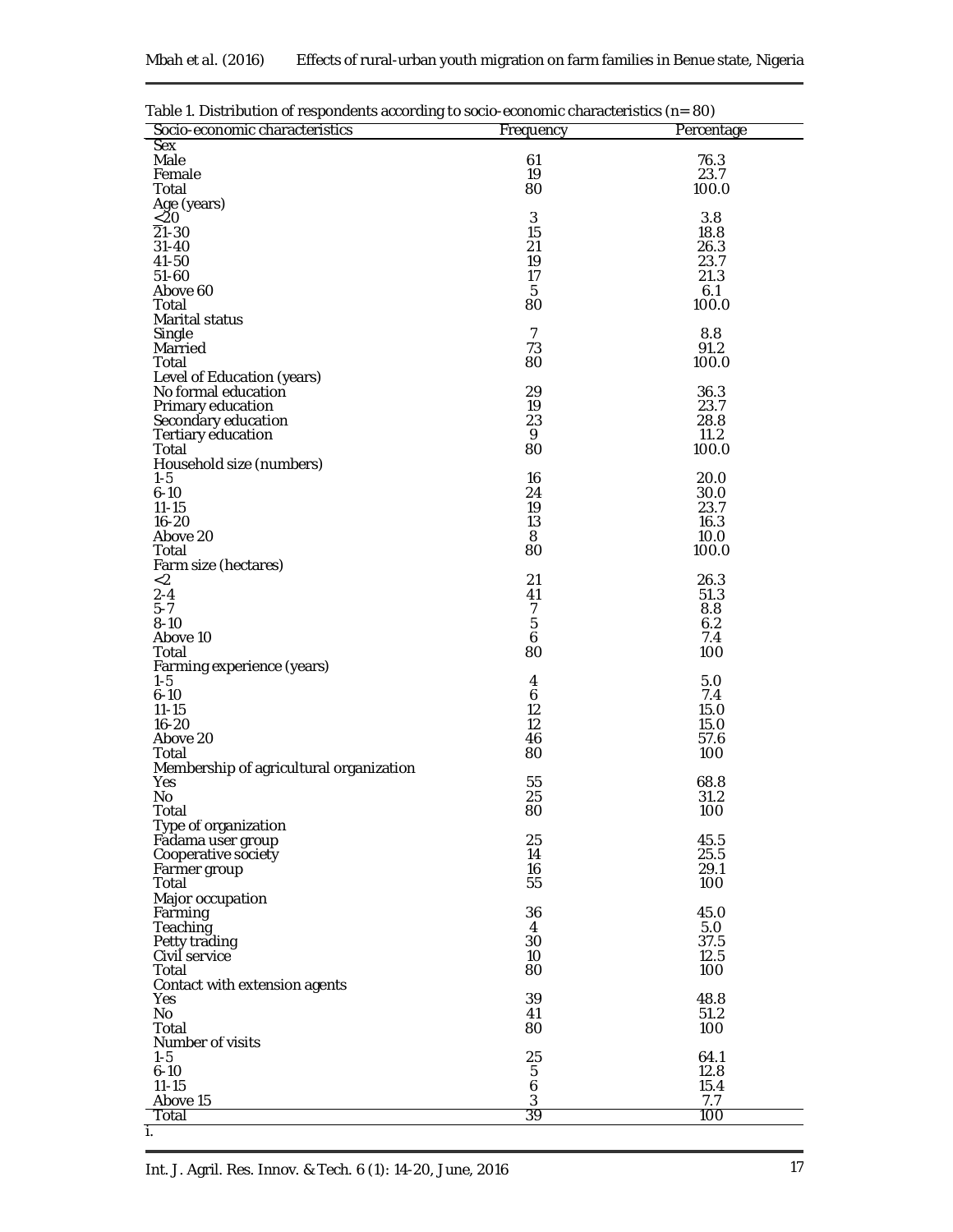Table 1. Distribution of respondents according to socio-economic characteristics (n= 80)

| Socio-economic characteristics | Frequency | Percentage |
|---|---|---|
| Sex | | |
| Male | 61 | 76.3 |
| Female | 19 | 23.7 |
| Total | 80 | 100.0 |
| Age (years) | | |
| ≤20 | 3 | 3.8 |
| 21-30 | 15 | 18.8 |
| 31-40 | 21 | 26.3 |
| 41-50 | 19 | 23.7 |
| 51-60 | 17 | 21.3 |
| Above 60 | 5 | 6.1 |
| Total | 80 | 100.0 |
| Marital status | | |
| Single | 7 | 8.8 |
| Married | 73 | 91.2 |
| Total | 80 | 100.0 |
| Level of Education (years) | | |
| No formal education | 29 | 36.3 |
| Primary education | 19 | 23.7 |
| Secondary education | 23 | 28.8 |
| Tertiary education | 9 | 11.2 |
| Total | 80 | 100.0 |
| Household size (numbers) | | |
| 1-5 | 16 | 20.0 |
| 6-10 | 24 | 30.0 |
| 11-15 | 19 | 23.7 |
| 16-20 | 13 | 16.3 |
| Above 20 | 8 | 10.0 |
| Total | 80 | 100.0 |
| Farm size (hectares) | | |
| <2 | 21 | 26.3 |
| 2-4 | 41 | 51.3 |
| 5-7 | 7 | 8.8 |
| 8-10 | 5 | 6.2 |
| Above 10 | 6 | 7.4 |
| Total | 80 | 100 |
| Farming experience (years) | | |
| 1-5 | 4 | 5.0 |
| 6-10 | 6 | 7.4 |
| 11-15 | 12 | 15.0 |
| 16-20 | 12 | 15.0 |
| Above 20 | 46 | 57.6 |
| Total | 80 | 100 |
| Membership of agricultural organization | | |
| Yes | 55 | 68.8 |
| No | 25 | 31.2 |
| Total | 80 | 100 |
| Type of organization | | |
| Fadama user group | 25 | 45.5 |
| Cooperative society | 14 | 25.5 |
| Farmer group | 16 | 29.1 |
| Total | 55 | 100 |
| Major occupation | | |
| Farming | 36 | 45.0 |
| Teaching | 4 | 5.0 |
| Petty trading | 30 | 37.5 |
| Civil service | 10 | 12.5 |
| Total | 80 | 100 |
| Contact with extension agents | | |
| Yes | 39 | 48.8 |
| No | 41 | 51.2 |
| Total | 80 | 100 |
| Number of visits | | |
| 1-5 | 25 | 64.1 |
| 6-10 | 5 | 12.8 |
| 11-15 | 6 | 15.4 |
| Above 15 | 3 | 7.7 |
| Total | 39 | 100 |

i.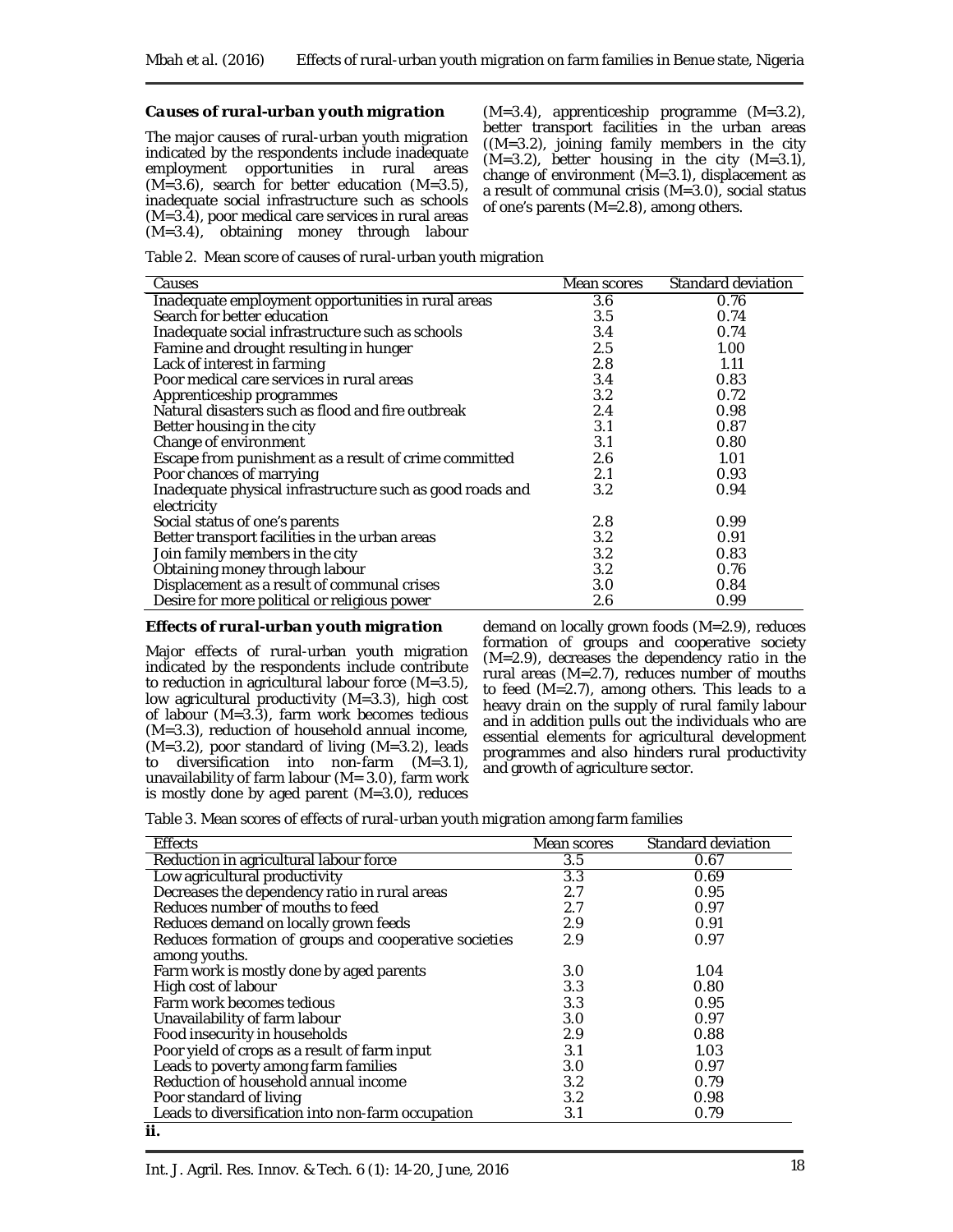### *Causes of rural-urban youth migration*

The major causes of rural-urban youth migration indicated by the respondents include inadequate employment opportunities in rural areas (M=3.6), search for better education (M=3.5), inadequate social infrastructure such as schools (M=3.4), poor medical care services in rural areas (M=3.4), obtaining money through labour (M=3.4), apprenticeship programme (M=3.2), better transport facilities in the urban areas ((M=3.2), joining family members in the city (M=3.2), better housing in the city (M=3.1), change of environment (M=3.1), displacement as a result of communal crisis (M=3.0), social status of one's parents (M=2.8), among others.

Table 2. Mean score of causes of rural-urban youth migration

| Causes | Mean scores | Standard deviation |
|---|---|---|
| Inadequate employment opportunities in rural areas | 3.6 | 0.76 |
| Search for better education | 3.5 | 0.74 |
| Inadequate social infrastructure such as schools | 3.4 | 0.74 |
| Famine and drought resulting in hunger | 2.5 | 1.00 |
| Lack of interest in farming | 2.8 | 1.11 |
| Poor medical care services in rural areas | 3.4 | 0.83 |
| Apprenticeship programmes | 3.2 | 0.72 |
| Natural disasters such as flood and fire outbreak | 2.4 | 0.98 |
| Better housing in the city | 3.1 | 0.87 |
| Change of environment | 3.1 | 0.80 |
| Escape from punishment as a result of crime committed | 2.6 | 1.01 |
| Poor chances of marrying | 2.1 | 0.93 |
| Inadequate physical infrastructure such as good roads and electricity | 3.2 | 0.94 |
| Social status of one's parents | 2.8 | 0.99 |
| Better transport facilities in the urban areas | 3.2 | 0.91 |
| Join family members in the city | 3.2 | 0.83 |
| Obtaining money through labour | 3.2 | 0.76 |
| Displacement as a result of communal crises | 3.0 | 0.84 |
| Desire for more political or religious power | 2.6 | 0.99 |

### *Effects of rural-urban youth migration*

Major effects of rural-urban youth migration indicated by the respondents include contribute to reduction in agricultural labour force (M=3.5), low agricultural productivity (M=3.3), high cost of labour (M=3.3), farm work becomes tedious (M=3.3), reduction of household annual income, (M=3.2), poor standard of living (M=3.2), leads to diversification into non-farm (M=3.1), unavailability of farm labour (M= 3.0), farm work is mostly done by aged parent (M=3.0), reduces demand on locally grown foods (M=2.9), reduces formation of groups and cooperative society (M=2.9), decreases the dependency ratio in the rural areas (M=2.7), reduces number of mouths to feed (M=2.7), among others. This leads to a heavy drain on the supply of rural family labour and in addition pulls out the individuals who are essential elements for agricultural development programmes and also hinders rural productivity and growth of agriculture sector.

Table 3. Mean scores of effects of rural-urban youth migration among farm families

| Effects | Mean scores | Standard deviation |
|---|---|---|
| Reduction in agricultural labour force | 3.5 | 0.67 |
| Low agricultural productivity | 3.3 | 0.69 |
| Decreases the dependency ratio in rural areas | 2.7 | 0.95 |
| Reduces number of mouths to feed | 2.7 | 0.97 |
| Reduces demand on locally grown feeds | 2.9 | 0.91 |
| Reduces formation of groups and cooperative societies among youths. | 2.9 | 0.97 |
| Farm work is mostly done by aged parents | 3.0 | 1.04 |
| High cost of labour | 3.3 | 0.80 |
| Farm work becomes tedious | 3.3 | 0.95 |
| Unavailability of farm labour | 3.0 | 0.97 |
| Food insecurity in households | 2.9 | 0.88 |
| Poor yield of crops as a result of farm input | 3.1 | 1.03 |
| Leads to poverty among farm families | 3.0 | 0.97 |
| Reduction of household annual income | 3.2 | 0.79 |
| Poor standard of living | 3.2 | 0.98 |
| Leads to diversification into non-farm occupation | 3.1 | 0.79 |

**ii.**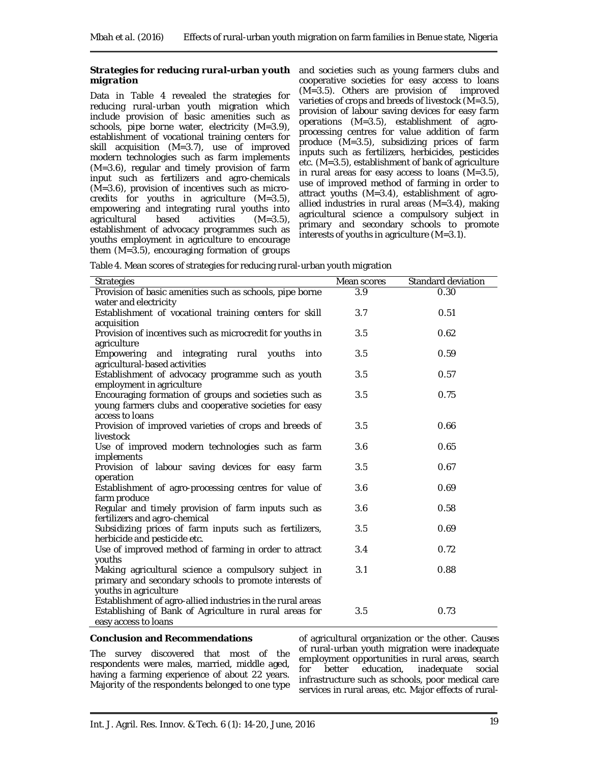### Strategies for reducing rural-urban youth migration

Data in Table 4 revealed the strategies for reducing rural-urban youth migration which include provision of basic amenities such as schools, pipe borne water, electricity (M=3.9), establishment of vocational training centers for skill acquisition (M=3.7), use of improved modern technologies such as farm implements (M=3.6), regular and timely provision of farm input such as fertilizers and agro-chemicals (M=3.6), provision of incentives such as micro-credits for youths in agriculture (M=3.5), empowering and integrating rural youths into agricultural based activities (M=3.5), establishment of advocacy programmes such as youths employment in agriculture to encourage them (M=3.5), encouraging formation of groups and societies such as young farmers clubs and cooperative societies for easy access to loans (M=3.5). Others are provision of improved varieties of crops and breeds of livestock (M=3.5), provision of labour saving devices for easy farm operations (M=3.5), establishment of agro-processing centres for value addition of farm produce (M=3.5), subsidizing prices of farm inputs such as fertilizers, herbicides, pesticides etc. (M=3.5), establishment of bank of agriculture in rural areas for easy access to loans (M=3.5), use of improved method of farming in order to attract youths (M=3.4), establishment of agro-allied industries in rural areas (M=3.4), making agricultural science a compulsory subject in primary and secondary schools to promote interests of youths in agriculture (M=3.1).

Table 4. Mean scores of strategies for reducing rural-urban youth migration

| Strategies | Mean scores | Standard deviation |
|---|---|---|
| Provision of basic amenities such as schools, pipe borne water and electricity | 3.9 | 0.30 |
| Establishment of vocational training centers for skill acquisition | 3.7 | 0.51 |
| Provision of incentives such as microcredit for youths in agriculture | 3.5 | 0.62 |
| Empowering and integrating rural youths into agricultural-based activities | 3.5 | 0.59 |
| Establishment of advocacy programme such as youth employment in agriculture | 3.5 | 0.57 |
| Encouraging formation of groups and societies such as young farmers clubs and cooperative societies for easy access to loans | 3.5 | 0.75 |
| Provision of improved varieties of crops and breeds of livestock | 3.5 | 0.66 |
| Use of improved modern technologies such as farm implements | 3.6 | 0.65 |
| Provision of labour saving devices for easy farm operation | 3.5 | 0.67 |
| Establishment of agro-processing centres for value of farm produce | 3.6 | 0.69 |
| Regular and timely provision of farm inputs such as fertilizers and agro-chemical | 3.6 | 0.58 |
| Subsidizing prices of farm inputs such as fertilizers, herbicide and pesticide etc. | 3.5 | 0.69 |
| Use of improved method of farming in order to attract youths | 3.4 | 0.72 |
| Making agricultural science a compulsory subject in primary and secondary schools to promote interests of youths in agriculture | 3.1 | 0.88 |
| Establishment of agro-allied industries in the rural areas | | |
| Establishing of Bank of Agriculture in rural areas for easy access to loans | 3.5 | 0.73 |

### Conclusion and Recommendations

The survey discovered that most of the respondents were males, married, middle aged, having a farming experience of about 22 years. Majority of the respondents belonged to one type of agricultural organization or the other. Causes of rural-urban youth migration were inadequate employment opportunities in rural areas, search for better education, inadequate social infrastructure such as schools, poor medical care services in rural areas, etc. Major effects of rural-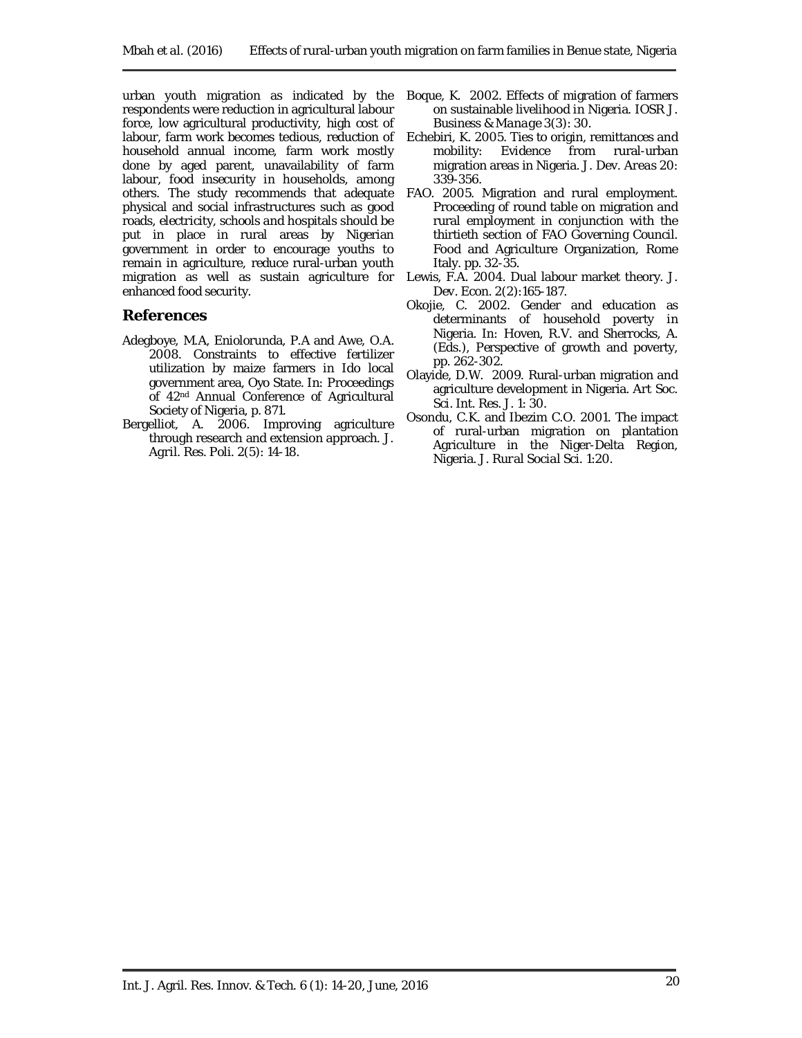urban youth migration as indicated by the respondents were reduction in agricultural labour force, low agricultural productivity, high cost of labour, farm work becomes tedious, reduction of household annual income, farm work mostly done by aged parent, unavailability of farm labour, food insecurity in households, among others. The study recommends that adequate physical and social infrastructures such as good roads, electricity, schools and hospitals should be put in place in rural areas by Nigerian government in order to encourage youths to remain in agriculture, reduce rural-urban youth migration as well as sustain agriculture for enhanced food security.

## References

Adegboye, M.A, Eniolorunda, P.A and Awe, O.A. 2008. Constraints to effective fertilizer utilization by maize farmers in Ido local government area, Oyo State. In: Proceedings of 42nd Annual Conference of Agricultural Society of Nigeria, p. 871.

Bergelliot, A. 2006. Improving agriculture through research and extension approach. *J. Agril. Res. Poli.* 2(5): 14-18.

Boque, K. 2002. Effects of migration of farmers on sustainable livelihood in Nigeria. *IOSR J. Business & Manage* 3(3): 30.

Echebiri, K. 2005. Ties to origin, remittances and mobility: Evidence from rural-urban migration areas in Nigeria. *J. Dev. Areas* 20: 339-356.

FAO. 2005. Migration and rural employment. Proceeding of round table on migration and rural employment in conjunction with the thirtieth section of FAO Governing Council. Food and Agriculture Organization, Rome Italy. pp. 32-35.

Lewis, F.A. 2004. Dual labour market theory. *J. Dev. Econ.* 2(2):165-187.

Okojie, C. 2002. Gender and education as determinants of household poverty in Nigeria. In: Hoven, R.V. and Sherrocks, A. (Eds.), Perspective of growth and poverty, pp. 262-302.

Olayide, D.W. 2009. Rural-urban migration and agriculture development in Nigeria. *Art Soc. Sci. Int. Res. J.* 1: 30.

Osondu, C.K. and Ibezim C.O. 2001. The impact of rural-urban migration on plantation Agriculture in the Niger-Delta Region, Nigeria. *J. Rural Social Sci.* 1:20.